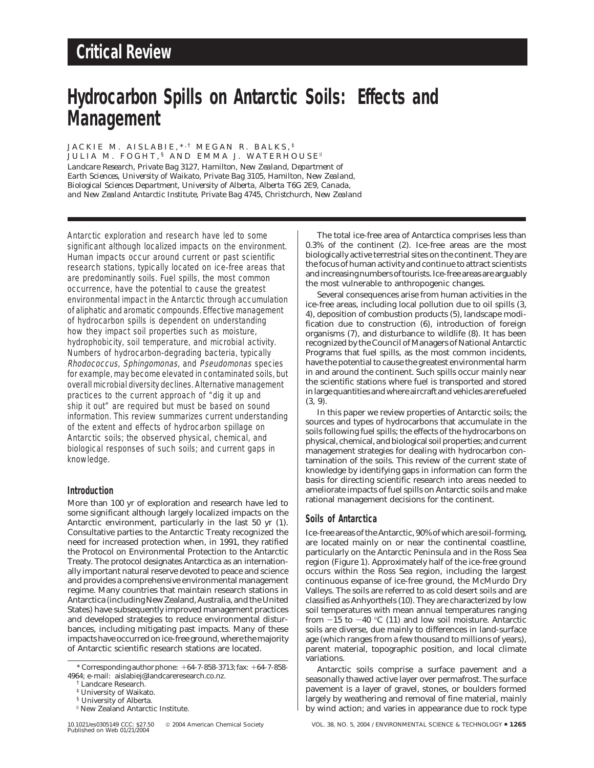# Critical Review

# Hydrocarbon Spills on Antarctic Soils: Effects and Management

JACKIE M. AISLABIE,*,[†] MEGAN R. BALKS,[‡] JULIA M. FOGHT,[§] AND EMMA J. WATERHOUSE[||]

*Landcare Research, Private Bag 3127, Hamilton, New Zealand, Department of Earth Sciences, University of Waikato, Private Bag 3105, Hamilton, New Zealand, Biological Sciences Department, University of Alberta, Alberta T6G 2E9, Canada, and New Zealand Antarctic Institute, Private Bag 4745, Christchurch, New Zealand*

Antarctic exploration and research have led to some significant although localized impacts on the environment. Human impacts occur around current or past scientific research stations, typically located on ice-free areas that are predominantly soils. Fuel spills, the most common occurrence, have the potential to cause the greatest environmental impact in the Antarctic through accumulation of aliphatic and aromatic compounds. Effective management of hydrocarbon spills is dependent on understanding how they impact soil properties such as moisture, hydrophobicity, soil temperature, and microbial activity. Numbers of hydrocarbon-degrading bacteria, typically *Rhodococcus*, *Sphingomonas*, and *Pseudomonas* species for example, may become elevated in contaminated soils, but overall microbial diversity declines. Alternative management practices to the current approach of "dig it up and ship it out" are required but must be based on sound information. This review summarizes current understanding of the extent and effects of hydrocarbon spillage on Antarctic soils; the observed physical, chemical, and biological responses of such soils; and current gaps in knowledge.

## Introduction

More than 100 yr of exploration and research have led to some significant although largely localized impacts on the Antarctic environment, particularly in the last 50 yr (1). Consultative parties to the Antarctic Treaty recognized the need for increased protection when, in 1991, they ratified the Protocol on Environmental Protection to the Antarctic Treaty. The protocol designates Antarctica as an internationally important natural reserve devoted to peace and science and provides a comprehensive environmental management regime. Many countries that maintain research stations in Antarctica (including New Zealand, Australia, and the United States) have subsequently improved management practices and developed strategies to reduce environmental disturbances, including mitigating past impacts. Many of these impacts have occurred on ice-free ground, where the majority of Antarctic scientific research stations are located.

\* Corresponding author phone: +64-7-858-3713; fax: +64-7-858-4964; e-mail: aislabiej@landcareresearch.co.nz.
[†] Landcare Research.
[‡] University of Waikato.
[§] University of Alberta.
[||] New Zealand Antarctic Institute.

The total ice-free area of Antarctica comprises less than 0.3% of the continent (2). Ice-free areas are the most biologically active terrestrial sites on the continent. They are the focus of human activity and continue to attract scientists and increasing numbers of tourists. Ice-free areas are arguably the most vulnerable to anthropogenic changes.

Several consequences arise from human activities in the ice-free areas, including local pollution due to oil spills (3, 4), deposition of combustion products (5), landscape modification due to construction (6), introduction of foreign organisms (7), and disturbance to wildlife (8). It has been recognized by the Council of Managers of National Antarctic Programs that fuel spills, as the most common incidents, have the potential to cause the greatest environmental harm in and around the continent. Such spills occur mainly near the scientific stations where fuel is transported and stored in large quantities and where aircraft and vehicles are refueled (3, 9).

In this paper we review properties of Antarctic soils; the sources and types of hydrocarbons that accumulate in the soils following fuel spills; the effects of the hydrocarbons on physical, chemical, and biological soil properties; and current management strategies for dealing with hydrocarbon contamination of the soils. This review of the current state of knowledge by identifying gaps in information can form the basis for directing scientific research into areas needed to ameliorate impacts of fuel spills on Antarctic soils and make rational management decisions for the continent.

## Soils of Antarctica

Ice-free areas of the Antarctic, 90% of which are soil-forming, are located mainly on or near the continental coastline, particularly on the Antarctic Peninsula and in the Ross Sea region (Figure 1). Approximately half of the ice-free ground occurs within the Ross Sea region, including the largest continuous expanse of ice-free ground, the McMurdo Dry Valleys. The soils are referred to as cold desert soils and are classified as Anhyorthels (10). They are characterized by low soil temperatures with mean annual temperatures ranging from −15 to −40 °C (11) and low soil moisture. Antarctic soils are diverse, due mainly to differences in land-surface age (which ranges from a few thousand to millions of years), parent material, topographic position, and local climate variations.

Antarctic soils comprise a surface pavement and a seasonally thawed active layer over permafrost. The surface pavement is a layer of gravel, stones, or boulders formed largely by weathering and removal of fine material, mainly by wind action; and varies in appearance due to rock type

10.1021/es0305149 CCC: $27.50 © 2004 American Chemical Society
Published on Web 01/21/2004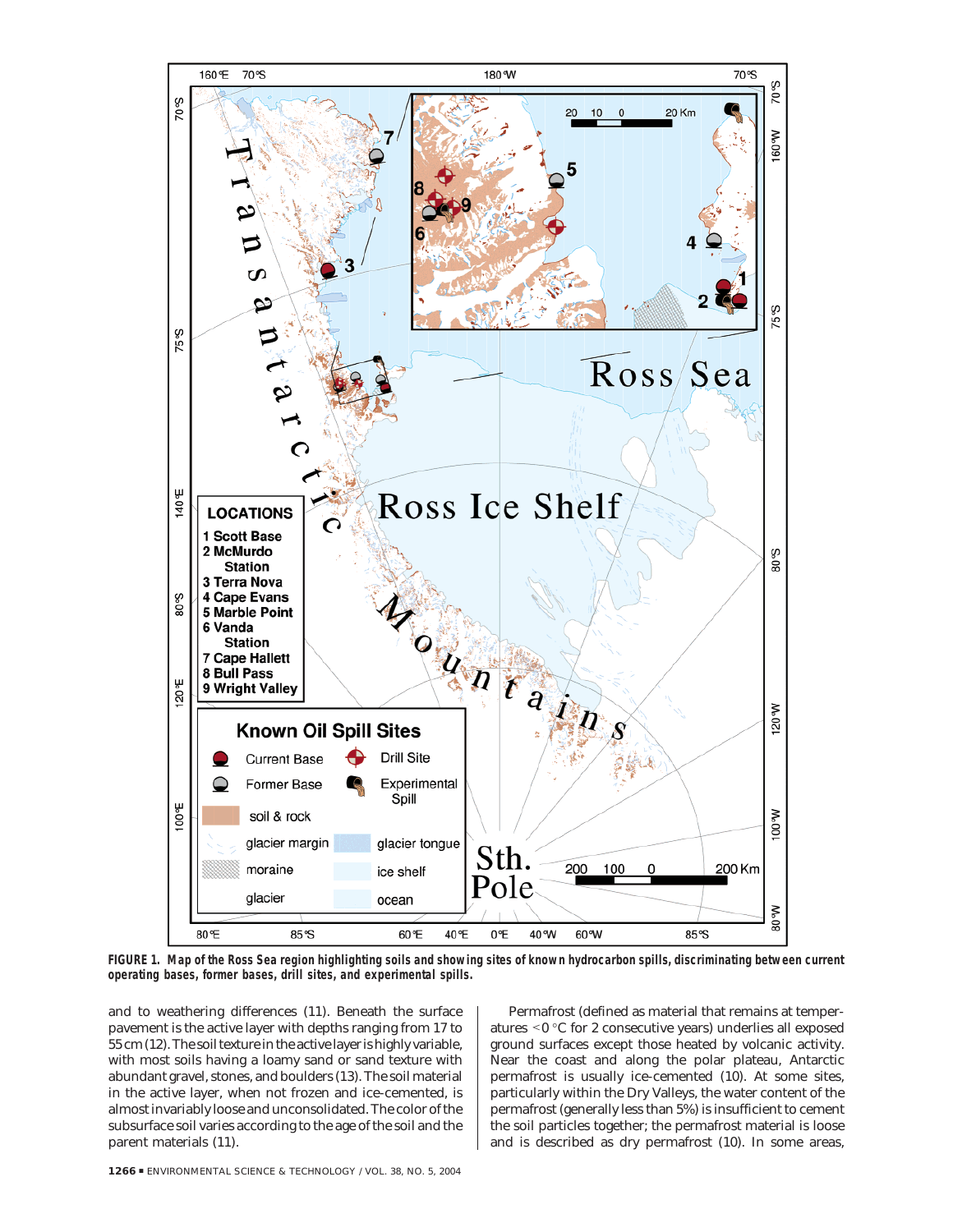**FIGURE 1. Map of the Ross Sea region highlighting soils and showing sites of known hydrocarbon spills, discriminating between current operating bases, former bases, drill sites, and experimental spills.**

and to weathering differences (11). Beneath the surface pavement is the active layer with depths ranging from 17 to 55 cm (12). The soil texture in the active layer is highly variable, with most soils having a loamy sand or sand texture with abundant gravel, stones, and boulders (13). The soil material in the active layer, when not frozen and ice-cemented, is almost invariably loose and unconsolidated. The color of the subsurface soil varies according to the age of the soil and the parent materials (11).

Permafrost (defined as material that remains at temperatures <0 °C for 2 consecutive years) underlies all exposed ground surfaces except those heated by volcanic activity. Near the coast and along the polar plateau, Antarctic permafrost is usually ice-cemented (10). At some sites, particularly within the Dry Valleys, the water content of the permafrost (generally less than 5%) is insufficient to cement the soil particles together; the permafrost material is loose and is described as dry permafrost (10). In some areas,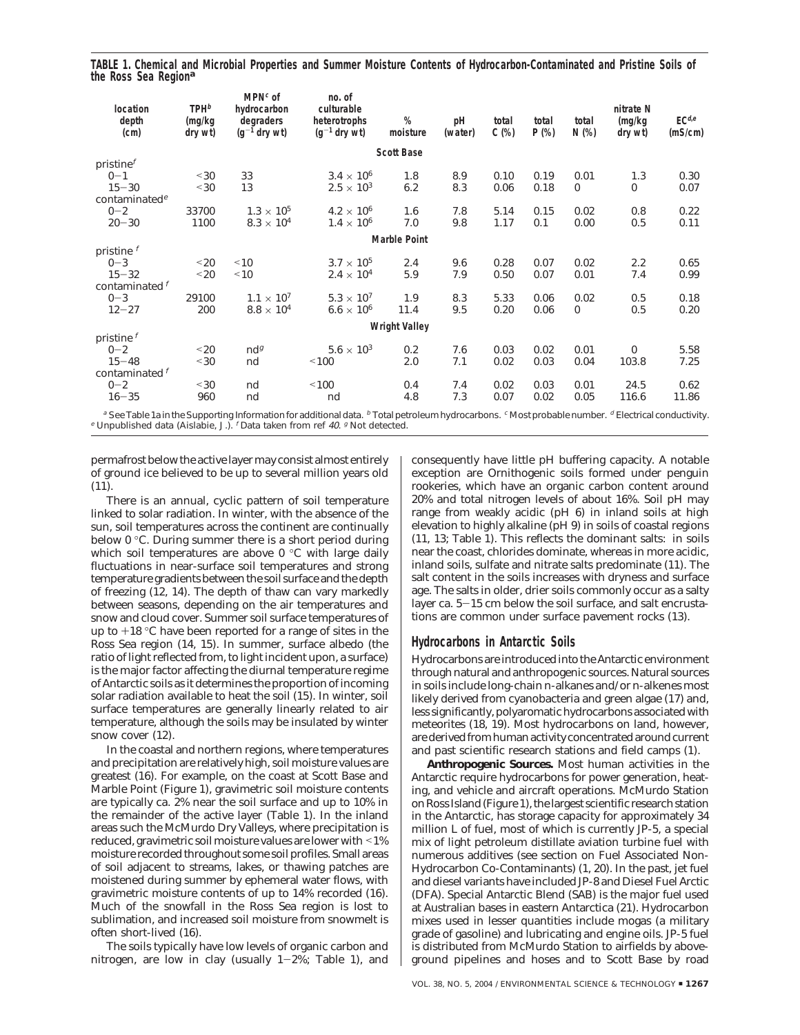**TABLE 1. Chemical and Microbial Properties and Summer Moisture Contents of Hydrocarbon-Contaminated and Pristine Soils of the Ross Sea Region[a]**

| location depth (cm) | TPH[b] (mg/kg dry wt) | MPN[c] of hydrocarbon degraders ($g^{-1}$ dry wt) | no. of culturable heterotrophs ($g^{-1}$ dry wt) | % moisture | pH (water) | total C (%) | total P (%) | total N (%) | nitrate N (mg/kg dry wt) | EC[d,e] (mS/cm) |
|---|---|---|---|---|---|---|---|---|---|---|
| **Scott Base** | | | | | | | | | | |
| pristine[f] | | | | | | | | | | |
| 0–1 | <30 | 33 | $3.4 \times 10^6$ | 1.8 | 8.9 | 0.10 | 0.19 | 0.01 | 1.3 | 0.30 |
| 15–30 | <30 | 13 | $2.5 \times 10^3$ | 6.2 | 8.3 | 0.06 | 0.18 | 0 | 0 | 0.07 |
| contaminated[e] | | | | | | | | | | |
| 0–2 | 33700 | $1.3 \times 10^5$ | $4.2 \times 10^6$ | 1.6 | 7.8 | 5.14 | 0.15 | 0.02 | 0.8 | 0.22 |
| 20–30 | 1100 | $8.3 \times 10^4$ | $1.4 \times 10^6$ | 7.0 | 9.8 | 1.17 | 0.1 | 0.00 | 0.5 | 0.11 |
| **Marble Point** | | | | | | | | | | |
| pristine[f] | | | | | | | | | | |
| 0–3 | <20 | <10 | $3.7 \times 10^5$ | 2.4 | 9.6 | 0.28 | 0.07 | 0.02 | 2.2 | 0.65 |
| 15–32 | <20 | <10 | $2.4 \times 10^4$ | 5.9 | 7.9 | 0.50 | 0.07 | 0.01 | 7.4 | 0.99 |
| contaminated[f] | | | | | | | | | | |
| 0–3 | 29100 | $1.1 \times 10^7$ | $5.3 \times 10^7$ | 1.9 | 8.3 | 5.33 | 0.06 | 0.02 | 0.5 | 0.18 |
| 12–27 | 200 | $8.8 \times 10^4$ | $6.6 \times 10^6$ | 11.4 | 9.5 | 0.20 | 0.06 | 0 | 0.5 | 0.20 |
| **Wright Valley** | | | | | | | | | | |
| pristine[f] | | | | | | | | | | |
| 0–2 | <20 | nd[g] | $5.6 \times 10^3$ | 0.2 | 7.6 | 0.03 | 0.02 | 0.01 | 0 | 5.58 |
| 15–48 | <30 | nd | <100 | 2.0 | 7.1 | 0.02 | 0.03 | 0.04 | 103.8 | 7.25 |
| contaminated[f] | | | | | | | | | | |
| 0–2 | <30 | nd | <100 | 0.4 | 7.4 | 0.02 | 0.03 | 0.01 | 24.5 | 0.62 |
| 16–35 | 960 | nd | nd | 4.8 | 7.3 | 0.07 | 0.02 | 0.05 | 116.6 | 11.86 |

[a] See Table 1a in the Supporting Information for additional data. [b] Total petroleum hydrocarbons. [c] Most probable number. [d] Electrical conductivity. [e] Unpublished data (Aislabie, J.). [f] Data taken from ref *40*. [g] Not detected.

permafrost below the active layer may consist almost entirely of ground ice believed to be up to several million years old (11).

There is an annual, cyclic pattern of soil temperature linked to solar radiation. In winter, with the absence of the sun, soil temperatures across the continent are continually below 0 °C. During summer there is a short period during which soil temperatures are above 0 °C with large daily fluctuations in near-surface soil temperatures and strong temperature gradients between the soil surface and the depth of freezing (12, 14). The depth of thaw can vary markedly between seasons, depending on the air temperatures and snow and cloud cover. Summer soil surface temperatures of up to +18 °C have been reported for a range of sites in the Ross Sea region (14, 15). In summer, surface albedo (the ratio of light reflected from, to light incident upon, a surface) is the major factor affecting the diurnal temperature regime of Antarctic soils as it determines the proportion of incoming solar radiation available to heat the soil (15). In winter, soil surface temperatures are generally linearly related to air temperature, although the soils may be insulated by winter snow cover (12).

In the coastal and northern regions, where temperatures and precipitation are relatively high, soil moisture values are greatest (16). For example, on the coast at Scott Base and Marble Point (Figure 1), gravimetric soil moisture contents are typically ca. 2% near the soil surface and up to 10% in the remainder of the active layer (Table 1). In the inland areas such the McMurdo Dry Valleys, where precipitation is reduced, gravimetric soil moisture values are lower with <1% moisture recorded throughout some soil profiles. Small areas of soil adjacent to streams, lakes, or thawing patches are moistened during summer by ephemeral water flows, with gravimetric moisture contents of up to 14% recorded (16). Much of the snowfall in the Ross Sea region is lost to sublimation, and increased soil moisture from snowmelt is often short-lived (16).

The soils typically have low levels of organic carbon and nitrogen, are low in clay (usually 1–2%; Table 1), and consequently have little pH buffering capacity. A notable exception are Ornithogenic soils formed under penguin rookeries, which have an organic carbon content around 20% and total nitrogen levels of about 16%. Soil pH may range from weakly acidic (pH 6) in inland soils at high elevation to highly alkaline (pH 9) in soils of coastal regions (11, 13; Table 1). This reflects the dominant salts: in soils near the coast, chlorides dominate, whereas in more acidic, inland soils, sulfate and nitrate salts predominate (11). The salt content in the soils increases with dryness and surface age. The salts in older, drier soils commonly occur as a salty layer ca. 5–15 cm below the soil surface, and salt encrustations are common under surface pavement rocks (13).

## Hydrocarbons in Antarctic Soils

Hydrocarbons are introduced into the Antarctic environment through natural and anthropogenic sources. Natural sources in soils include long-chain n-alkanes and/or n-alkenes most likely derived from cyanobacteria and green algae (17) and, less significantly, polyaromatic hydrocarbons associated with meteorites (18, 19). Most hydrocarbons on land, however, are derived from human activity concentrated around current and past scientific research stations and field camps (1).

**Anthropogenic Sources.** Most human activities in the Antarctic require hydrocarbons for power generation, heating, and vehicle and aircraft operations. McMurdo Station on Ross Island (Figure 1), the largest scientific research station in the Antarctic, has storage capacity for approximately 34 million L of fuel, most of which is currently JP-5, a special mix of light petroleum distillate aviation turbine fuel with numerous additives (see section on Fuel Associated Non-Hydrocarbon Co-Contaminants) (1, 20). In the past, jet fuel and diesel variants have included JP-8 and Diesel Fuel Arctic (DFA). Special Antarctic Blend (SAB) is the major fuel used at Australian bases in eastern Antarctica (21). Hydrocarbon mixes used in lesser quantities include mogas (a military grade of gasoline) and lubricating and engine oils. JP-5 fuel is distributed from McMurdo Station to airfields by aboveground pipelines and hoses and to Scott Base by road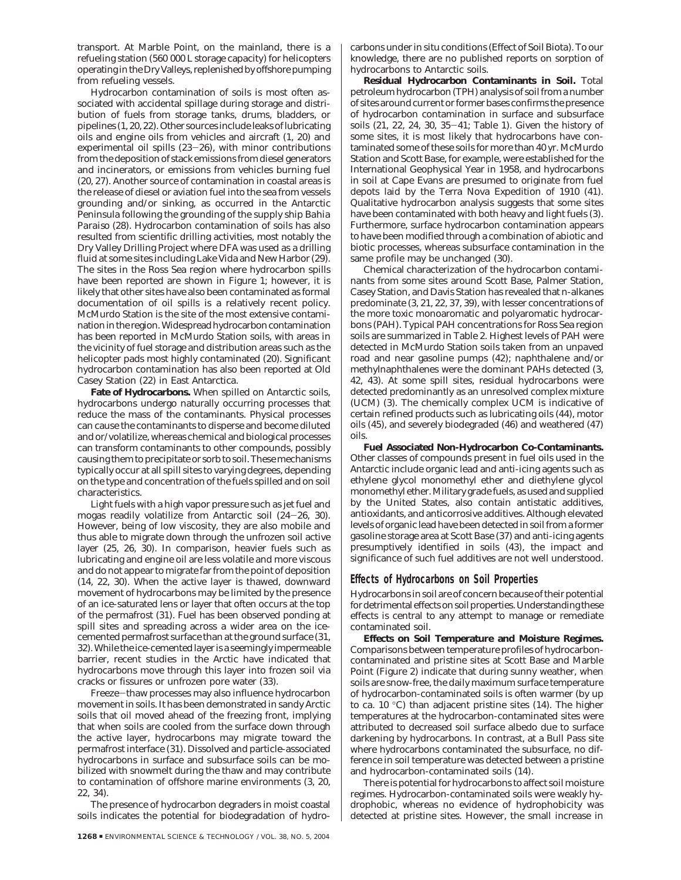transport. At Marble Point, on the mainland, there is a refueling station (560 000 L storage capacity) for helicopters operating in the Dry Valleys, replenished by offshore pumping from refueling vessels.

Hydrocarbon contamination of soils is most often associated with accidental spillage during storage and distribution of fuels from storage tanks, drums, bladders, or pipelines (1, 20, 22). Other sources include leaks of lubricating oils and engine oils from vehicles and aircraft (1, 20) and experimental oil spills (23–26), with minor contributions from the deposition of stack emissions from diesel generators and incinerators, or emissions from vehicles burning fuel (20, 27). Another source of contamination in coastal areas is the release of diesel or aviation fuel into the sea from vessels grounding and/or sinking, as occurred in the Antarctic Peninsula following the grounding of the supply ship Bahia Paraiso (28). Hydrocarbon contamination of soils has also resulted from scientific drilling activities, most notably the Dry Valley Drilling Project where DFA was used as a drilling fluid at some sites including Lake Vida and New Harbor (29). The sites in the Ross Sea region where hydrocarbon spills have been reported are shown in Figure 1; however, it is likely that other sites have also been contaminated as formal documentation of oil spills is a relatively recent policy. McMurdo Station is the site of the most extensive contamination in the region. Widespread hydrocarbon contamination has been reported in McMurdo Station soils, with areas in the vicinity of fuel storage and distribution areas such as the helicopter pads most highly contaminated (20). Significant hydrocarbon contamination has also been reported at Old Casey Station (22) in East Antarctica.

**Fate of Hydrocarbons.** When spilled on Antarctic soils, hydrocarbons undergo naturally occurring processes that reduce the mass of the contaminants. Physical processes can cause the contaminants to disperse and become diluted and or/volatilize, whereas chemical and biological processes can transform contaminants to other compounds, possibly causing them to precipitate or sorb to soil. These mechanisms typically occur at all spill sites to varying degrees, depending on the type and concentration of the fuels spilled and on soil characteristics.

Light fuels with a high vapor pressure such as jet fuel and mogas readily volatilize from Antarctic soil (24–26, 30). However, being of low viscosity, they are also mobile and thus able to migrate down through the unfrozen soil active layer (25, 26, 30). In comparison, heavier fuels such as lubricating and engine oil are less volatile and more viscous and do not appear to migrate far from the point of deposition (14, 22, 30). When the active layer is thawed, downward movement of hydrocarbons may be limited by the presence of an ice-saturated lens or layer that often occurs at the top of the permafrost (31). Fuel has been observed ponding at spill sites and spreading across a wider area on the ice-cemented permafrost surface than at the ground surface (31, 32). While the ice-cemented layer is a seemingly impermeable barrier, recent studies in the Arctic have indicated that hydrocarbons move through this layer into frozen soil via cracks or fissures or unfrozen pore water (33).

Freeze–thaw processes may also influence hydrocarbon movement in soils. It has been demonstrated in sandy Arctic soils that oil moved ahead of the freezing front, implying that when soils are cooled from the surface down through the active layer, hydrocarbons may migrate toward the permafrost interface (31). Dissolved and particle-associated hydrocarbons in surface and subsurface soils can be mobilized with snowmelt during the thaw and may contribute to contamination of offshore marine environments (3, 20, 22, 34).

The presence of hydrocarbon degraders in moist coastal soils indicates the potential for biodegradation of hydrocarbons under in situ conditions (Effect of Soil Biota). To our knowledge, there are no published reports on sorption of hydrocarbons to Antarctic soils.

**Residual Hydrocarbon Contaminants in Soil.** Total petroleum hydrocarbon (TPH) analysis of soil from a number of sites around current or former bases confirms the presence of hydrocarbon contamination in surface and subsurface soils (21, 22, 24, 30, 35–41; Table 1). Given the history of some sites, it is most likely that hydrocarbons have contaminated some of these soils for more than 40 yr. McMurdo Station and Scott Base, for example, were established for the International Geophysical Year in 1958, and hydrocarbons in soil at Cape Evans are presumed to originate from fuel depots laid by the Terra Nova Expedition of 1910 (41). Qualitative hydrocarbon analysis suggests that some sites have been contaminated with both heavy and light fuels (3). Furthermore, surface hydrocarbon contamination appears to have been modified through a combination of abiotic and biotic processes, whereas subsurface contamination in the same profile may be unchanged (30).

Chemical characterization of the hydrocarbon contaminants from some sites around Scott Base, Palmer Station, Casey Station, and Davis Station has revealed that n-alkanes predominate (3, 21, 22, 37, 39), with lesser concentrations of the more toxic monoaromatic and polyaromatic hydrocarbons (PAH). Typical PAH concentrations for Ross Sea region soils are summarized in Table 2. Highest levels of PAH were detected in McMurdo Station soils taken from an unpaved road and near gasoline pumps (42); naphthalene and/or methylnaphthalenes were the dominant PAHs detected (3, 42, 43). At some spill sites, residual hydrocarbons were detected predominantly as an unresolved complex mixture (UCM) (3). The chemically complex UCM is indicative of certain refined products such as lubricating oils (44), motor oils (45), and severely biodegraded (46) and weathered (47) oils.

**Fuel Associated Non-Hydrocarbon Co-Contaminants.** Other classes of compounds present in fuel oils used in the Antarctic include organic lead and anti-icing agents such as ethylene glycol monomethyl ether and diethylene glycol monomethyl ether. Military grade fuels, as used and supplied by the United States, also contain antistatic additives, antioxidants, and anticorrosive additives. Although elevated levels of organic lead have been detected in soil from a former gasoline storage area at Scott Base (37) and anti-icing agents presumptively identified in soils (43), the impact and significance of such fuel additives are not well understood.

## Effects of Hydrocarbons on Soil Properties

Hydrocarbons in soil are of concern because of their potential for detrimental effects on soil properties. Understanding these effects is central to any attempt to manage or remediate contaminated soil.

**Effects on Soil Temperature and Moisture Regimes.** Comparisons between temperature profiles of hydrocarbon-contaminated and pristine sites at Scott Base and Marble Point (Figure 2) indicate that during sunny weather, when soils are snow-free, the daily maximum surface temperature of hydrocarbon-contaminated soils is often warmer (by up to ca. 10 °C) than adjacent pristine sites (14). The higher temperatures at the hydrocarbon-contaminated sites were attributed to decreased soil surface albedo due to surface darkening by hydrocarbons. In contrast, at a Bull Pass site where hydrocarbons contaminated the subsurface, no difference in soil temperature was detected between a pristine and hydrocarbon-contaminated soils (14).

There is potential for hydrocarbons to affect soil moisture regimes. Hydrocarbon-contaminated soils were weakly hydrophobic, whereas no evidence of hydrophobicity was detected at pristine sites. However, the small increase in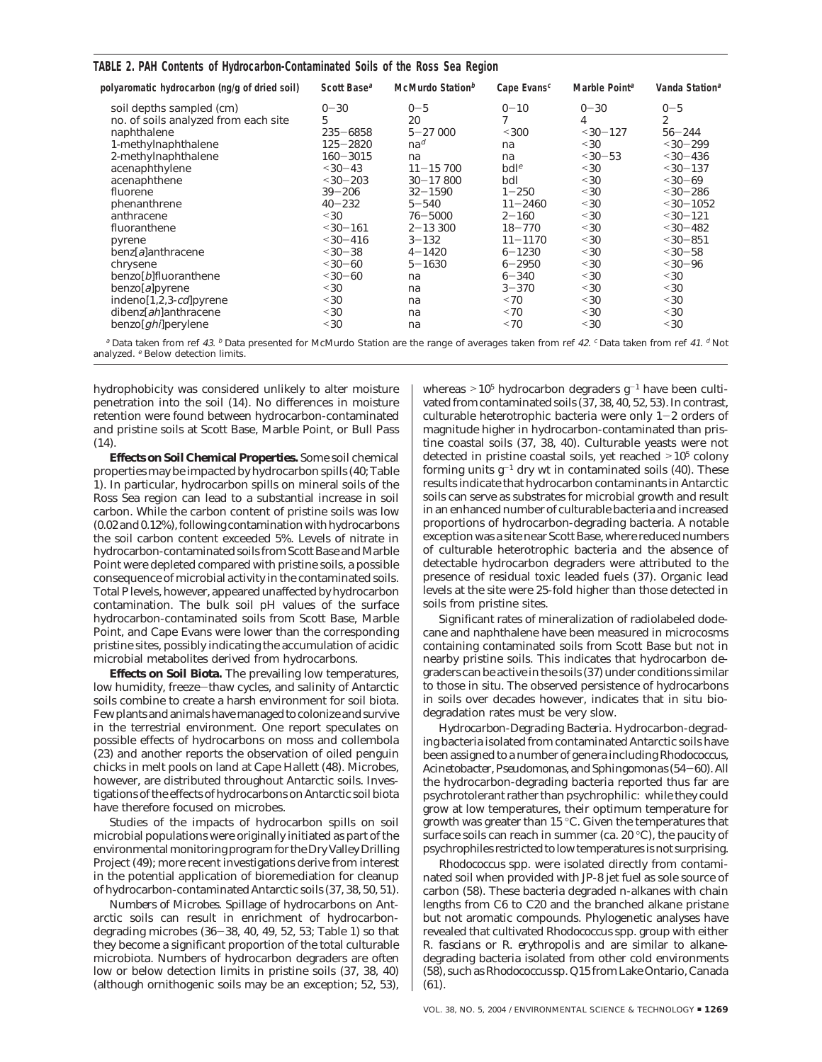**TABLE 2. PAH Contents of Hydrocarbon-Contaminated Soils of the Ross Sea Region**

| polyaromatic hydrocarbon (ng/g of dried soil) | Scott Base[a] | McMurdo Station[b] | Cape Evans[c] | Marble Point[a] | Vanda Station[a] |
|---|---|---|---|---|---|
| soil depths sampled (cm) | 0–30 | 0–5 | 0–10 | 0–30 | 0–5 |
| no. of soils analyzed from each site | 5 | 20 | 7 | 4 | 2 |
| naphthalene | 235–6858 | 5–27 000 | <300 | <30–127 | 56–244 |
| 1-methylnaphthalene | 125–2820 | na[d] | na | <30 | <30–299 |
| 2-methylnaphthalene | 160–3015 | na | na | <30–53 | <30–436 |
| acenaphthylene | <30–43 | 11–15 700 | bdl[e] | <30 | <30–137 |
| acenaphthene | <30–203 | 30–17 800 | bdl | <30 | <30–69 |
| fluorene | 39–206 | 32–1590 | 1–250 | <30 | <30–286 |
| phenanthrene | 40–232 | 5–540 | 11–2460 | <30 | <30–1052 |
| anthracene | <30 | 76–5000 | 2–160 | <30 | <30–121 |
| fluoranthene | <30–161 | 2–13 300 | 18–770 | <30 | <30–482 |
| pyrene | <30–416 | 3–132 | 11–1170 | <30 | <30–851 |
| benz[*a*]anthracene | <30–38 | 4–1420 | 6–1230 | <30 | <30–58 |
| chrysene | <30–60 | 5–1630 | 6–2950 | <30 | <30–96 |
| benzo[*b*]fluoranthene | <30–60 | na | 6–340 | <30 | <30 |
| benzo[*a*]pyrene | <30 | na | 3–370 | <30 | <30 |
| indeno[1,2,3-*cd*]pyrene | <30 | na | <70 | <30 | <30 |
| dibenz[*ah*]anthracene | <30 | na | <70 | <30 | <30 |
| benzo[*ghi*]perylene | <30 | na | <70 | <30 | <30 |

[a] Data taken from ref *43*. [b] Data presented for McMurdo Station are the range of averages taken from ref *42*. [c] Data taken from ref *41*. [d] Not analyzed. [e] Below detection limits.

hydrophobicity was considered unlikely to alter moisture penetration into the soil (14). No differences in moisture retention were found between hydrocarbon-contaminated and pristine soils at Scott Base, Marble Point, or Bull Pass (14).

**Effects on Soil Chemical Properties.** Some soil chemical properties may be impacted by hydrocarbon spills (40; Table 1). In particular, hydrocarbon spills on mineral soils of the Ross Sea region can lead to a substantial increase in soil carbon. While the carbon content of pristine soils was low (0.02 and 0.12%), following contamination with hydrocarbons the soil carbon content exceeded 5%. Levels of nitrate in hydrocarbon-contaminated soils from Scott Base and Marble Point were depleted compared with pristine soils, a possible consequence of microbial activity in the contaminated soils. Total P levels, however, appeared unaffected by hydrocarbon contamination. The bulk soil pH values of the surface hydrocarbon-contaminated soils from Scott Base, Marble Point, and Cape Evans were lower than the corresponding pristine sites, possibly indicating the accumulation of acidic microbial metabolites derived from hydrocarbons.

**Effects on Soil Biota.** The prevailing low temperatures, low humidity, freeze–thaw cycles, and salinity of Antarctic soils combine to create a harsh environment for soil biota. Few plants and animals have managed to colonize and survive in the terrestrial environment. One report speculates on possible effects of hydrocarbons on moss and collembola (23) and another reports the observation of oiled penguin chicks in melt pools on land at Cape Hallett (48). Microbes, however, are distributed throughout Antarctic soils. Investigations of the effects of hydrocarbons on Antarctic soil biota have therefore focused on microbes.

Studies of the impacts of hydrocarbon spills on soil microbial populations were originally initiated as part of the environmental monitoring program for the Dry Valley Drilling Project (49); more recent investigations derive from interest in the potential application of bioremediation for cleanup of hydrocarbon-contaminated Antarctic soils (37, 38, 50, 51).

*Numbers of Microbes.* Spillage of hydrocarbons on Antarctic soils can result in enrichment of hydrocarbon-degrading microbes (36–38, 40, 49, 52, 53; Table 1) so that they become a significant proportion of the total culturable microbiota. Numbers of hydrocarbon degraders are often low or below detection limits in pristine soils (37, 38, 40) (although ornithogenic soils may be an exception; 52, 53), whereas $>10^5$ hydrocarbon degraders $g^{-1}$ have been cultivated from contaminated soils (37, 38, 40, 52, 53). In contrast, culturable heterotrophic bacteria were only 1–2 orders of magnitude higher in hydrocarbon-contaminated than pristine coastal soils (37, 38, 40). Culturable yeasts were not detected in pristine coastal soils, yet reached $>10^5$ colony forming units $g^{-1}$ dry wt in contaminated soils (40). These results indicate that hydrocarbon contaminants in Antarctic soils can serve as substrates for microbial growth and result in an enhanced number of culturable bacteria and increased proportions of hydrocarbon-degrading bacteria. A notable exception was a site near Scott Base, where reduced numbers of culturable heterotrophic bacteria and the absence of detectable hydrocarbon degraders were attributed to the presence of residual toxic leaded fuels (37). Organic lead levels at the site were 25-fold higher than those detected in soils from pristine sites.

Significant rates of mineralization of radiolabeled dodecane and naphthalene have been measured in microcosms containing contaminated soils from Scott Base but not in nearby pristine soils. This indicates that hydrocarbon degraders can be active in the soils (37) under conditions similar to those in situ. The observed persistence of hydrocarbons in soils over decades however, indicates that in situ biodegradation rates must be very slow.

*Hydrocarbon-Degrading Bacteria.* Hydrocarbon-degrading bacteria isolated from contaminated Antarctic soils have been assigned to a number of genera including *Rhodococcus*, *Acinetobacter*, *Pseudomonas*, and *Sphingomonas* (54–60). All the hydrocarbon-degrading bacteria reported thus far are psychrotolerant rather than psychrophilic: while they could grow at low temperatures, their optimum temperature for growth was greater than 15 °C. Given the temperatures that surface soils can reach in summer (ca. 20 °C), the paucity of psychrophiles restricted to low temperatures is not surprising.

*Rhodococcus* spp. were isolated directly from contaminated soil when provided with JP-8 jet fuel as sole source of carbon (58). These bacteria degraded n-alkanes with chain lengths from C6 to C20 and the branched alkane pristane but not aromatic compounds. Phylogenetic analyses have revealed that cultivated *Rhodococcus* spp. group with either *R. fascians* or *R. erythropolis* and are similar to alkane-degrading bacteria isolated from other cold environments (58), such as *Rhodococcus* sp. Q15 from Lake Ontario, Canada (61).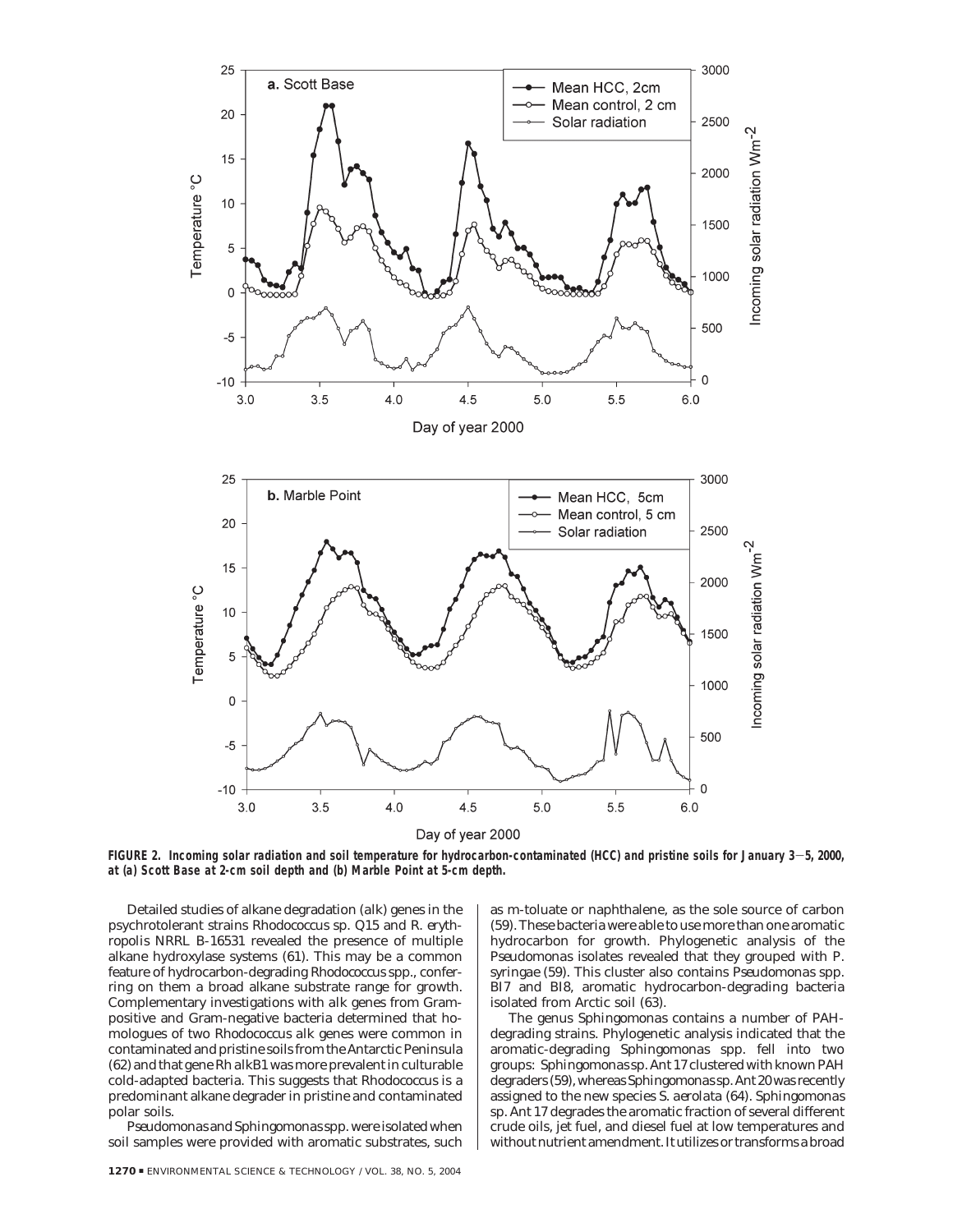**FIGURE 2. Incoming solar radiation and soil temperature for hydrocarbon-contaminated (HCC) and pristine soils for January 3−5, 2000, at (a) Scott Base at 2-cm soil depth and (b) Marble Point at 5-cm depth.**

Detailed studies of alkane degradation (alk) genes in the psychrotolerant strains *Rhodococcus* sp. Q15 and *R. erythropolis* NRRL B-16531 revealed the presence of multiple alkane hydroxylase systems (61). This may be a common feature of hydrocarbon-degrading *Rhodococcus* spp., conferring on them a broad alkane substrate range for growth. Complementary investigations with alk genes from Gram-positive and Gram-negative bacteria determined that homologues of two *Rhodococcus* alk genes were common in contaminated and pristine soils from the Antarctic Peninsula (62) and that gene Rh alkB1 was more prevalent in culturable cold-adapted bacteria. This suggests that *Rhodococcus* is a predominant alkane degrader in pristine and contaminated polar soils.

*Pseudomonas* and *Sphingomonas* spp. were isolated when soil samples were provided with aromatic substrates, such as m-toluate or naphthalene, as the sole source of carbon (59). These bacteria were able to use more than one aromatic hydrocarbon for growth. Phylogenetic analysis of the *Pseudomonas* isolates revealed that they grouped with *P. syringae* (59). This cluster also contains *Pseudomonas* spp. BI7 and BI8, aromatic hydrocarbon-degrading bacteria isolated from Arctic soil (63).

The genus *Sphingomonas* contains a number of PAH-degrading strains. Phylogenetic analysis indicated that the aromatic-degrading *Sphingomonas* spp. fell into two groups: *Sphingomonas* sp. Ant 17 clustered with known PAH degraders (59), whereas *Sphingomonas* sp. Ant 20 was recently assigned to the new species *S. aerolata* (64). *Sphingomonas* sp. Ant 17 degrades the aromatic fraction of several different crude oils, jet fuel, and diesel fuel at low temperatures and without nutrient amendment. It utilizes or transforms a broad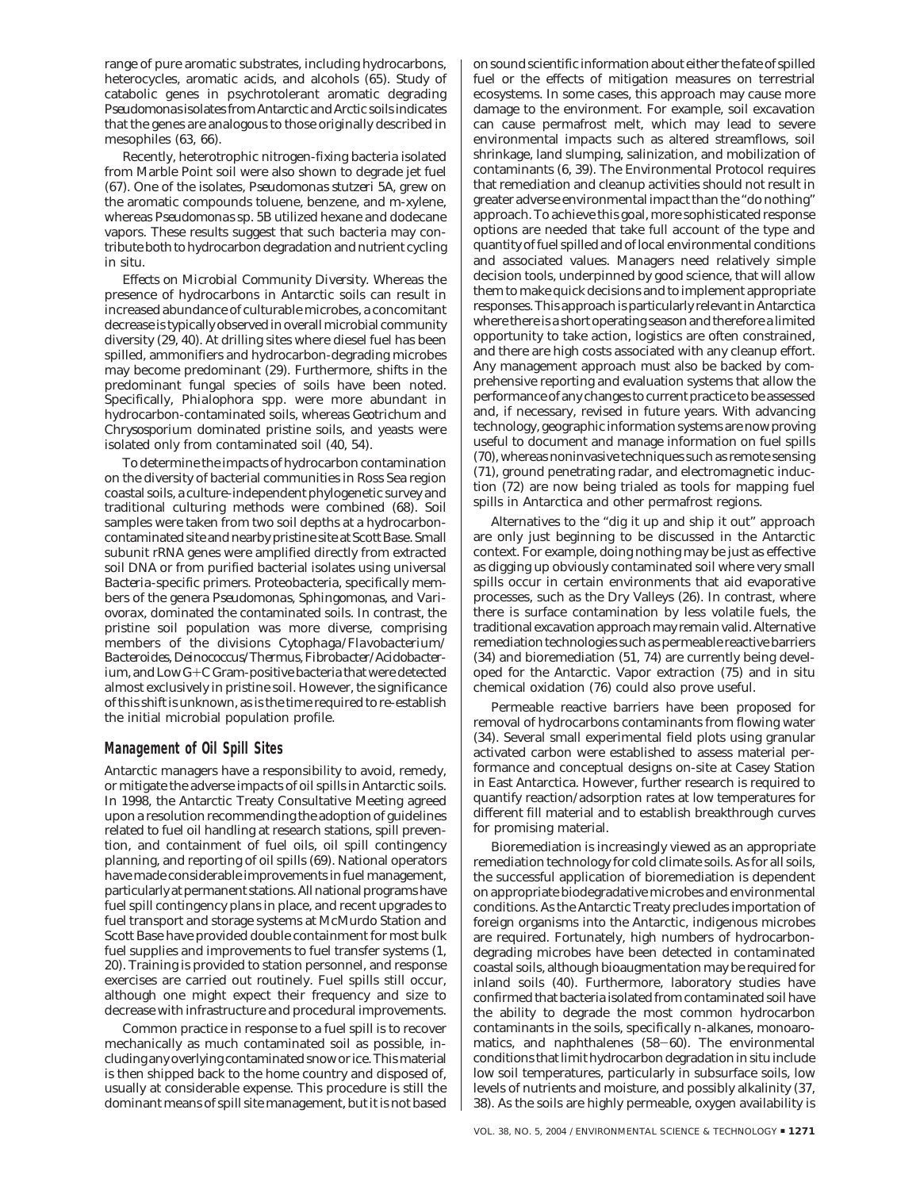range of pure aromatic substrates, including hydrocarbons, heterocycles, aromatic acids, and alcohols (65). Study of catabolic genes in psychrotolerant aromatic degrading *Pseudomonas* isolates from Antarctic and Arctic soils indicates that the genes are analogous to those originally described in mesophiles (63, 66).

Recently, heterotrophic nitrogen-fixing bacteria isolated from Marble Point soil were also shown to degrade jet fuel (67). One of the isolates, *Pseudomonas stutzeri* 5A, grew on the aromatic compounds toluene, benzene, and *m*-xylene, whereas *Pseudomonas* sp. 5B utilized hexane and dodecane vapors. These results suggest that such bacteria may contribute both to hydrocarbon degradation and nutrient cycling in situ.

*Effects on Microbial Community Diversity.* Whereas the presence of hydrocarbons in Antarctic soils can result in increased abundance of culturable microbes, a concomitant decrease is typically observed in overall microbial community diversity (29, 40). At drilling sites where diesel fuel has been spilled, ammonifiers and hydrocarbon-degrading microbes may become predominant (29). Furthermore, shifts in the predominant fungal species of soils have been noted. Specifically, *Phialophora* spp. were more abundant in hydrocarbon-contaminated soils, whereas *Geotrichum* and *Chrysosporium* dominated pristine soils, and yeasts were isolated only from contaminated soil (40, 54).

To determine the impacts of hydrocarbon contamination on the diversity of bacterial communities in Ross Sea region coastal soils, a culture-independent phylogenetic survey and traditional culturing methods were combined (68). Soil samples were taken from two soil depths at a hydrocarbon-contaminated site and nearby pristine site at Scott Base. Small subunit rRNA genes were amplified directly from extracted soil DNA or from purified bacterial isolates using universal *Bacteria*-specific primers. Proteobacteria, specifically members of the genera *Pseudomonas*, *Sphingomonas*, and *Variovorax*, dominated the contaminated soils. In contrast, the pristine soil population was more diverse, comprising members of the divisions *Cytophaga*/*Flavobacterium*/*Bacteroides*, *Deinococcus*/*Thermus*, *Fibrobacter*/*Acidobacterium*, and Low G+C Gram-positive bacteria that were detected almost exclusively in pristine soil. However, the significance of this shift is unknown, as is the time required to re-establish the initial microbial population profile.

## Management of Oil Spill Sites

Antarctic managers have a responsibility to avoid, remedy, or mitigate the adverse impacts of oil spills in Antarctic soils. In 1998, the Antarctic Treaty Consultative Meeting agreed upon a resolution recommending the adoption of guidelines related to fuel oil handling at research stations, spill prevention, and containment of fuel oils, oil spill contingency planning, and reporting of oil spills (69). National operators have made considerable improvements in fuel management, particularly at permanent stations. All national programs have fuel spill contingency plans in place, and recent upgrades to fuel transport and storage systems at McMurdo Station and Scott Base have provided double containment for most bulk fuel supplies and improvements to fuel transfer systems (1, 20). Training is provided to station personnel, and response exercises are carried out routinely. Fuel spills still occur, although one might expect their frequency and size to decrease with infrastructure and procedural improvements.

Common practice in response to a fuel spill is to recover mechanically as much contaminated soil as possible, including any overlying contaminated snow or ice. This material is then shipped back to the home country and disposed of, usually at considerable expense. This procedure is still the dominant means of spill site management, but it is not based on sound scientific information about either the fate of spilled fuel or the effects of mitigation measures on terrestrial ecosystems. In some cases, this approach may cause more damage to the environment. For example, soil excavation can cause permafrost melt, which may lead to severe environmental impacts such as altered streamflows, soil shrinkage, land slumping, salinization, and mobilization of contaminants (6, 39). The Environmental Protocol requires that remediation and cleanup activities should not result in greater adverse environmental impact than the "do nothing" approach. To achieve this goal, more sophisticated response options are needed that take full account of the type and quantity of fuel spilled and of local environmental conditions and associated values. Managers need relatively simple decision tools, underpinned by good science, that will allow them to make quick decisions and to implement appropriate responses. This approach is particularly relevant in Antarctica where there is a short operating season and therefore a limited opportunity to take action, logistics are often constrained, and there are high costs associated with any cleanup effort. Any management approach must also be backed by comprehensive reporting and evaluation systems that allow the performance of any changes to current practice to be assessed and, if necessary, revised in future years. With advancing technology, geographic information systems are now proving useful to document and manage information on fuel spills (70), whereas noninvasive techniques such as remote sensing (71), ground penetrating radar, and electromagnetic induction (72) are now being trialed as tools for mapping fuel spills in Antarctica and other permafrost regions.

Alternatives to the "dig it up and ship it out" approach are only just beginning to be discussed in the Antarctic context. For example, doing nothing may be just as effective as digging up obviously contaminated soil where very small spills occur in certain environments that aid evaporative processes, such as the Dry Valleys (26). In contrast, where there is surface contamination by less volatile fuels, the traditional excavation approach may remain valid. Alternative remediation technologies such as permeable reactive barriers (34) and bioremediation (51, 74) are currently being developed for the Antarctic. Vapor extraction (75) and in situ chemical oxidation (76) could also prove useful.

Permeable reactive barriers have been proposed for removal of hydrocarbons contaminants from flowing water (34). Several small experimental field plots using granular activated carbon were established to assess material performance and conceptual designs on-site at Casey Station in East Antarctica. However, further research is required to quantify reaction/adsorption rates at low temperatures for different fill material and to establish breakthrough curves for promising material.

Bioremediation is increasingly viewed as an appropriate remediation technology for cold climate soils. As for all soils, the successful application of bioremediation is dependent on appropriate biodegradative microbes and environmental conditions. As the Antarctic Treaty precludes importation of foreign organisms into the Antarctic, indigenous microbes are required. Fortunately, high numbers of hydrocarbon-degrading microbes have been detected in contaminated coastal soils, although bioaugmentation may be required for inland soils (40). Furthermore, laboratory studies have confirmed that bacteria isolated from contaminated soil have the ability to degrade the most common hydrocarbon contaminants in the soils, specifically *n*-alkanes, monoaromatics, and naphthalenes (58−60). The environmental conditions that limit hydrocarbon degradation in situ include low soil temperatures, particularly in subsurface soils, low levels of nutrients and moisture, and possibly alkalinity (37, 38). As the soils are highly permeable, oxygen availability is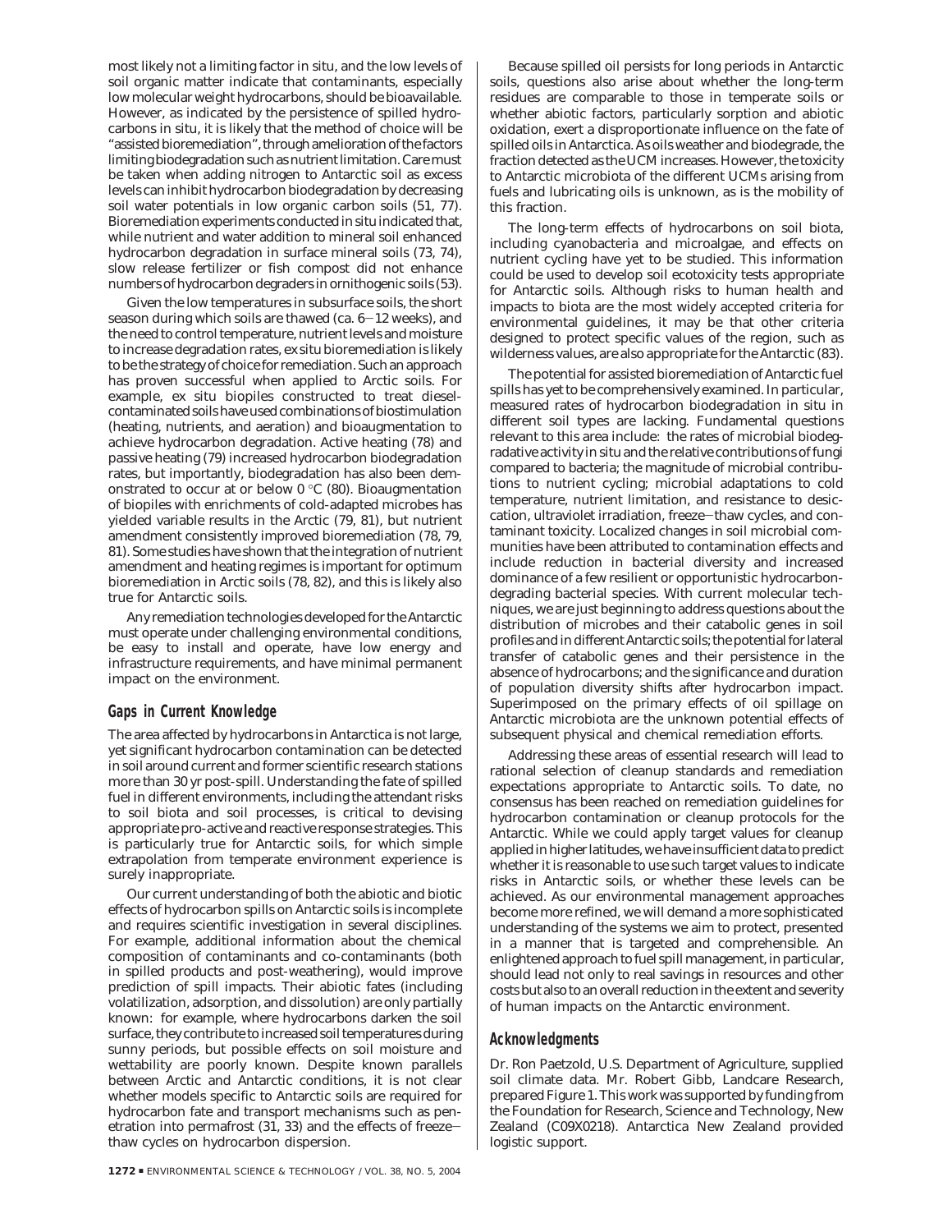most likely not a limiting factor in situ, and the low levels of soil organic matter indicate that contaminants, especially low molecular weight hydrocarbons, should be bioavailable. However, as indicated by the persistence of spilled hydrocarbons in situ, it is likely that the method of choice will be "assisted bioremediation", through amelioration of the factors limiting biodegradation such as nutrient limitation. Care must be taken when adding nitrogen to Antarctic soil as excess levels can inhibit hydrocarbon biodegradation by decreasing soil water potentials in low organic carbon soils (51, 77). Bioremediation experiments conducted in situ indicated that, while nutrient and water addition to mineral soil enhanced hydrocarbon degradation in surface mineral soils (73, 74), slow release fertilizer or fish compost did not enhance numbers of hydrocarbon degraders in ornithogenic soils (53).

Given the low temperatures in subsurface soils, the short season during which soils are thawed (ca. 6–12 weeks), and the need to control temperature, nutrient levels and moisture to increase degradation rates, ex situ bioremediation is likely to be the strategy of choice for remediation. Such an approach has proven successful when applied to Arctic soils. For example, ex situ biopiles constructed to treat diesel-contaminated soils have used combinations of biostimulation (heating, nutrients, and aeration) and bioaugmentation to achieve hydrocarbon degradation. Active heating (78) and passive heating (79) increased hydrocarbon biodegradation rates, but importantly, biodegradation has also been demonstrated to occur at or below 0 °C (80). Bioaugmentation of biopiles with enrichments of cold-adapted microbes has yielded variable results in the Arctic (79, 81), but nutrient amendment consistently improved bioremediation (78, 79, 81). Some studies have shown that the integration of nutrient amendment and heating regimes is important for optimum bioremediation in Arctic soils (78, 82), and this is likely also true for Antarctic soils.

Any remediation technologies developed for the Antarctic must operate under challenging environmental conditions, be easy to install and operate, have low energy and infrastructure requirements, and have minimal permanent impact on the environment.

## Gaps in Current Knowledge

The area affected by hydrocarbons in Antarctica is not large, yet significant hydrocarbon contamination can be detected in soil around current and former scientific research stations more than 30 yr post-spill. Understanding the fate of spilled fuel in different environments, including the attendant risks to soil biota and soil processes, is critical to devising appropriate pro-active and reactive response strategies. This is particularly true for Antarctic soils, for which simple extrapolation from temperate environment experience is surely inappropriate.

Our current understanding of both the abiotic and biotic effects of hydrocarbon spills on Antarctic soils is incomplete and requires scientific investigation in several disciplines. For example, additional information about the chemical composition of contaminants and co-contaminants (both in spilled products and post-weathering), would improve prediction of spill impacts. Their abiotic fates (including volatilization, adsorption, and dissolution) are only partially known: for example, where hydrocarbons darken the soil surface, they contribute to increased soil temperatures during sunny periods, but possible effects on soil moisture and wettability are poorly known. Despite known parallels between Arctic and Antarctic conditions, it is not clear whether models specific to Antarctic soils are required for hydrocarbon fate and transport mechanisms such as penetration into permafrost (31, 33) and the effects of freeze–thaw cycles on hydrocarbon dispersion.

Because spilled oil persists for long periods in Antarctic soils, questions also arise about whether the long-term residues are comparable to those in temperate soils or whether abiotic factors, particularly sorption and abiotic oxidation, exert a disproportionate influence on the fate of spilled oils in Antarctica. As oils weather and biodegrade, the fraction detected as the UCM increases. However, the toxicity to Antarctic microbiota of the different UCMs arising from fuels and lubricating oils is unknown, as is the mobility of this fraction.

The long-term effects of hydrocarbons on soil biota, including cyanobacteria and microalgae, and effects on nutrient cycling have yet to be studied. This information could be used to develop soil ecotoxicity tests appropriate for Antarctic soils. Although risks to human health and impacts to biota are the most widely accepted criteria for environmental guidelines, it may be that other criteria designed to protect specific values of the region, such as wilderness values, are also appropriate for the Antarctic (83).

The potential for assisted bioremediation of Antarctic fuel spills has yet to be comprehensively examined. In particular, measured rates of hydrocarbon biodegradation in situ in different soil types are lacking. Fundamental questions relevant to this area include: the rates of microbial biodegradative activity in situ and the relative contributions of fungi compared to bacteria; the magnitude of microbial contributions to nutrient cycling; microbial adaptations to cold temperature, nutrient limitation, and resistance to desiccation, ultraviolet irradiation, freeze–thaw cycles, and contaminant toxicity. Localized changes in soil microbial communities have been attributed to contamination effects and include reduction in bacterial diversity and increased dominance of a few resilient or opportunistic hydrocarbon-degrading bacterial species. With current molecular techniques, we are just beginning to address questions about the distribution of microbes and their catabolic genes in soil profiles and in different Antarctic soils; the potential for lateral transfer of catabolic genes and their persistence in the absence of hydrocarbons; and the significance and duration of population diversity shifts after hydrocarbon impact. Superimposed on the primary effects of oil spillage on Antarctic microbiota are the unknown potential effects of subsequent physical and chemical remediation efforts.

Addressing these areas of essential research will lead to rational selection of cleanup standards and remediation expectations appropriate to Antarctic soils. To date, no consensus has been reached on remediation guidelines for hydrocarbon contamination or cleanup protocols for the Antarctic. While we could apply target values for cleanup applied in higher latitudes, we have insufficient data to predict whether it is reasonable to use such target values to indicate risks in Antarctic soils, or whether these levels can be achieved. As our environmental management approaches become more refined, we will demand a more sophisticated understanding of the systems we aim to protect, presented in a manner that is targeted and comprehensible. An enlightened approach to fuel spill management, in particular, should lead not only to real savings in resources and other costs but also to an overall reduction in the extent and severity of human impacts on the Antarctic environment.

## Acknowledgments

Dr. Ron Paetzold, U.S. Department of Agriculture, supplied soil climate data. Mr. Robert Gibb, Landcare Research, prepared Figure 1. This work was supported by funding from the Foundation for Research, Science and Technology, New Zealand (C09X0218). Antarctica New Zealand provided logistic support.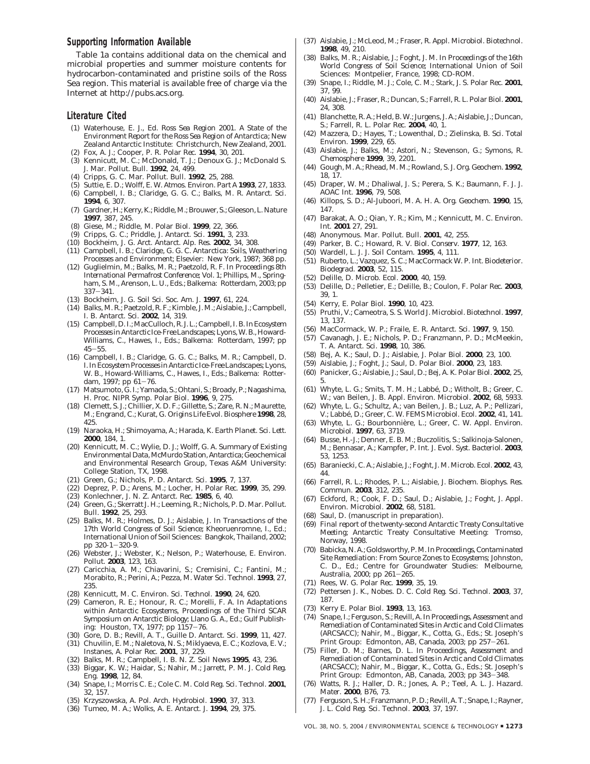## Supporting Information Available

Table 1a contains additional data on the chemical and microbial properties and summer moisture contents for hydrocarbon-contaminated and pristine soils of the Ross Sea region. This material is available free of charge via the Internet at http://pubs.acs.org.

## Literature Cited

(1) Waterhouse, E. J., Ed. Ross Sea Region 2001. A State of the Environment Report for the Ross Sea Region of Antarctica; New Zealand Antarctic Institute: Christchurch, New Zealand, 2001.
(2) Fox, A. J.; Cooper, P. R. *Polar Rec.* **1994**, 30, 201.
(3) Kennicutt, M. C.; McDonald, T. J.; Denoux G. J.; McDonald S. J. *Mar. Pollut. Bull.* **1992**, 24, 499.
(4) Cripps, G. C. *Mar. Pollut. Bull.* **1992**, 25, 288.
(5) Suttie, E. D.; Wolff, E. W. *Atmos. Environ. Part A* **1993**, 27, 1833.
(6) Campbell, I. B.; Claridge, G. G. C.; Balks, M. R. *Antarct. Sci.* **1994**, 6, 307.
(7) Gardner, H.; Kerry, K.; Riddle, M.; Brouwer, S.; Gleeson, L. *Nature* **1997**, 387, 245.
(8) Giese, M.; Riddle, M. *Polar Biol.* **1999**, 22, 366.
(9) Cripps, G. C.; Priddle, J. *Antarct. Sci.* **1991**, 3, 233.
(10) Bockheim, J. G. *Arct. Antarct. Alp. Res.* **2002**, 34, 308.
(11) Campbell, I. B.; Claridge, G. G. C. *Antarctica: Soils, Weathering Processes and Environment*; Elsevier: New York, 1987; 368 pp.
(12) Guglielmin, M.; Balks, M. R.; Paetzold, R. F. In *Proceedings 8th International Permafrost Conference*; Vol. 1; Phillips, M., Springham, S. M., Arenson, L. U., Eds.; Balkema: Rotterdam, 2003; pp 337−341.
(13) Bockheim, J. G. *Soil Sci. Soc. Am. J.* **1997**, 61, 224.
(14) Balks, M. R.; Paetzold, R. F.; Kimble, J. M.; Aislabie, J.; Campbell, I. B. *Antarct. Sci.* **2002**, 14, 319.
(15) Campbell, D. I.; MacCulloch, R. J. L.; Campbell, I. B. In *Ecosystem Processes in Antarctic Ice-Free Landscapes*; Lyons, W. B., Howard-Williams, C., Hawes, I., Eds.; Balkema: Rotterdam, 1997; pp 45−55.
(16) Campbell, I. B.; Claridge, G. G. C.; Balks, M. R.; Campbell, D. I. In *Ecosystem Processes in Antarctic Ice-Free Landscapes*; Lyons, W. B., Howard-Williams, C., Hawes, I., Eds.; Balkema: Rotterdam, 1997; pp 61−76.
(17) Matsumoto, G. I.; Yamada, S.; Ohtani, S.; Broady, P.; Nagashima, H. *Proc. NIPR Symp. Polar Biol.* **1996**, 9, 275.
(18) Clemett, S. J.; Chillier, X. D. F.; Gillette, S.; Zare, R. N.; Maurette, M.; Engrand, C.; Kurat, G. *Origins Life Evol. Biosphere* **1998**, 28, 425.
(19) Naraoka, H.; Shimoyama, A.; Harada, K. *Earth Planet. Sci. Lett.* **2000**, 184, 1.
(20) Kennicutt, M. C.; Wylie, D. J.; Wolff, G. A. *Summary of Existing Environmental Data, McMurdo Station, Antarctica*; Geochemical and Environmental Research Group, Texas A&M University: College Station, TX, 1998.
(21) Green, G.; Nichols, P. D. *Antarct. Sci.* **1995**, 7, 137.
(22) Deprez, P. D.; Arens, M.; Locher, H. *Polar Rec.* **1999**, 35, 299.
(23) Konlechner, J. N. *Z. Antarct. Rec.* **1985**, 6, 40.
(24) Green, G.; Skerratt J. H.; Leeming, R.; Nichols, P. D. *Mar. Pollut. Bull.* **1992**, 25, 293.
(25) Balks, M. R.; Holmes, D. J.; Aislabie, J. In *Transactions of the 17th World Congress of Soil Science*; Kheoruenromne, I., Ed.; International Union of Soil Sciences: Bangkok, Thailand, 2002; pp 320-1−320-9.
(26) Webster, J.; Webster, K.; Nelson, P.; Waterhouse, E. *Environ. Pollut.* **2003**, 123, 163.
(27) Caricchia, A. M.; Chiavarini, S.; Cremisini, C.; Fantini, M.; Morabito, R.; Perini, A.; Pezza, M. *Water Sci. Technol.* **1993**, 27, 235.
(28) Kennicutt, M. C. *Environ. Sci. Technol.* **1990**, 24, 620.
(29) Cameron, R. E.; Honour, R. C.; Morelli, F. A. In *Adaptations within Antarctic Ecosystems, Proceedings of the Third SCAR Symposium on Antarctic Biology*; Llano G. A., Ed.; Gulf Publishing: Houston, TX, 1977; pp 1157−76.
(30) Gore, D. B.; Revill, A. T., Guille D. *Antarct. Sci.* **1999**, 11, 427.
(31) Chuvilin, E. M.; Naletova, N. S.; Miklyaeva, E. C.; Kozlova, E. V.; Instanes, A. *Polar Rec.* **2001**, 37, 229.
(32) Balks, M. R.; Campbell, I. B. *N. Z. Soil News* **1995**, 43, 236.
(33) Biggar, K. W.; Haidar, S.; Nahir, M.; Jarrett, P. M. *J. Cold Reg. Eng.* **1998**, 12, 84.
(34) Snape, I.; Morris C. E.; Cole C. M. *Cold Reg. Sci. Technol.* **2001**, 32, 157.
(35) Krzyszowska, A. *Pol. Arch. Hydrobiol.* **1990**, 37, 313.
(36) Tumeo, M. A.; Wolks, A. E. *Antarct. J.* **1994**, 29, 375.
(37) Aislabie, J.; McLeod, M.; Fraser, R. *Appl. Microbiol. Biotechnol.* **1998**, 49, 210.
(38) Balks, M. R.; Aislabie, J.; Foght, J. M. In *Proceedings of the 16th World Congress of Soil Science*; International Union of Soil Sciences: Montpelier, France, 1998; CD-ROM.
(39) Snape, I.; Riddle, M. J.; Cole, C. M.; Stark, J. S. *Polar Rec.* **2001**, 37, 99.
(40) Aislabie, J.; Fraser, R.; Duncan, S.; Farrell, R. L. *Polar Biol.* **2001**, 24, 308.
(41) Blanchette, R. A.; Held, B. W.; Jurgens, J. A.; Aislabie, J.; Duncan, S.; Farrell, R. L. *Polar Rec.* **2004**, 40, 1.
(42) Mazzera, D.; Hayes, T.; Lowenthal, D.; Zielinska, B. *Sci. Total Environ.* **1999**, 229, 65.
(43) Aislabie, J.; Balks, M.; Astori, N.; Stevenson, G.; Symons, R. *Chemosphere* **1999**, 39, 2201.
(44) Gough, M. A.; Rhead, M. M.; Rowland, S. J. *Org. Geochem.* **1992**, 18, 17.
(45) Draper, W. M.; Dhaliwal, J. S.; Perera, S. K.; Baumann, F. J. *J. AOAC Int.* **1996**, 79, 508.
(46) Killops, S. D.; Al-Juboori, M. A. H. A. *Org. Geochem.* **1990**, 15, 147.
(47) Barakat, A. O.; Qian, Y. R.; Kim, M.; Kennicutt, M. C. *Environ. Int.* **2001** 27, 291.
(48) Anonymous. *Mar. Pollut. Bull.* **2001**, 42, 255.
(49) Parker, B. C.; Howard, R. V. *Biol. Conserv.* **1977**, 12, 163.
(50) Wardell, L. J. *J. Soil Contam.* **1995**, 4, 111.
(51) Ruberto, L.; Vazquez, S. C.; MacCormack W. P. *Int. Biodeterior. Biodegrad.* **2003**, 52, 115.
(52) Delille, D. *Microb. Ecol.* **2000**, 40, 159.
(53) Delille, D.; Pelletier, E.; Delille, B.; Coulon, F. *Polar Rec.* **2003**, 39, 1.
(54) Kerry, E. *Polar Biol.* **1990**, 10, 423.
(55) Pruthi, V.; Cameotra, S. S. *World J. Microbiol. Biotechnol.* **1997**, 13, 137.
(56) MacCormack, W. P.; Fraile, E. R. *Antarct. Sci.* 1**997**, 9, 150.
(57) Cavanagh, J. E.; Nichols, P. D.; Franzmann, P. D.; McMeekin, T. A. *Antarct. Sci.* **1998**, 10, 386.
(58) Bej, A. K.; Saul, D. J.; Aislabie, J. *Polar Biol.* **2000**, 23, 100.
(59) Aislabie, J.; Foght, J.; Saul, D. *Polar Biol.* **2000**, 23, 183.
(60) Panicker, G.; Aislabie, J.; Saul, D.; Bej, A. K. *Polar Biol.* **2002**, 25, 5.
(61) Whyte, L. G.; Smits, T. M. H.; Labbé, D.; Witholt, B.; Greer, C. W.; van Beilen, J. B. *Appl. Environ. Microbiol.* **2002**, 68, 5933.
(62) Whyte, L. G.; Schultz, A.; van Beilen, J. B.; Luz, A. P.; Pellizari, V.; Labbé, D.; Greer, C. W. *FEMS Microbiol. Ecol.* **2002**, 41, 141.
(63) Whyte, L. G.; Bourbonnière, L.; Greer, C. W. *Appl. Environ. Microbiol.* **1997**, 63, 3719.
(64) Busse, H.-J.; Denner, E. B. M.; Buczolitis, S.; Salkinoja-Salonen, M.; Bennasar, A.; Kampfer, P. *Int. J. Evol. Syst. Bacteriol.* **2003**, 53, 1253.
(65) Baraniecki, C. A.; Aislabie, J.; Foght, J. M. *Microb. Ecol.* **2002**, 43, 44.
(66) Farrell, R. L.; Rhodes, P. L.; Aislabie, J. *Biochem. Biophys. Res. Commun.* **2003**, 312, 235.
(67) Eckford, R.; Cook, F. D.; Saul, D.; Aislabie, J.; Foght, J. *Appl. Environ. Microbiol.* **2002**, 68, 5181.
(68) Saul, D. (manuscript in preparation).
(69) *Final report of the twenty-second Antarctic Treaty Consultative Meeting*; Antarctic Treaty Consultative Meeting: Tromso, Norway, 1998.
(70) Babicka, N. A.; Goldsworthy, P. M. In *Proceedings, Contaminated Site Remediation: From Source Zones to Ecosystems*; Johnston, C. D., Ed.; Centre for Groundwater Studies: Melbourne, Australia, 2000; pp 261−265.
(71) Rees, W. G. *Polar Rec.* **1999**, 35, 19.
(72) Pettersen J. K., Nobes. D. C. *Cold Reg. Sci. Technol.* **2003**, 37, 187.
(73) Kerry E. *Polar Biol.* **1993**, 13, 163.
(74) Snape, I.; Ferguson, S.; Revill, A. In *Proceedings, Assessment and Remediation of Contaminated Sites in Arctic and Cold Climates (ARCSACC)*; Nahir, M., Biggar, K., Cotta, G., Eds.; St. Joseph's Print Group: Edmonton, AB, Canada, 2003; pp 257−261.
(75) Filler, D. M.; Barnes, D. L. In *Proceedings, Assessment and Remediation of Contaminated Sites in Arctic and Cold Climates (ARCSACC)*; Nahir, M., Biggar, K., Cotta, G., Eds.; St. Joseph's Print Group: Edmonton, AB, Canada, 2003; pp 343−348.
(76) Watts, R. J.; Haller, D. R.; Jones, A. P.; Teel, A. L. *J. Hazard. Mater.* **2000**, B76, 73.
(77) Ferguson, S. H.; Franzmann, P. D.; Revill, A. T.; Snape, I.; Rayner, J. L. *Cold Reg. Sci. Technol.* **2003**, 37, 197.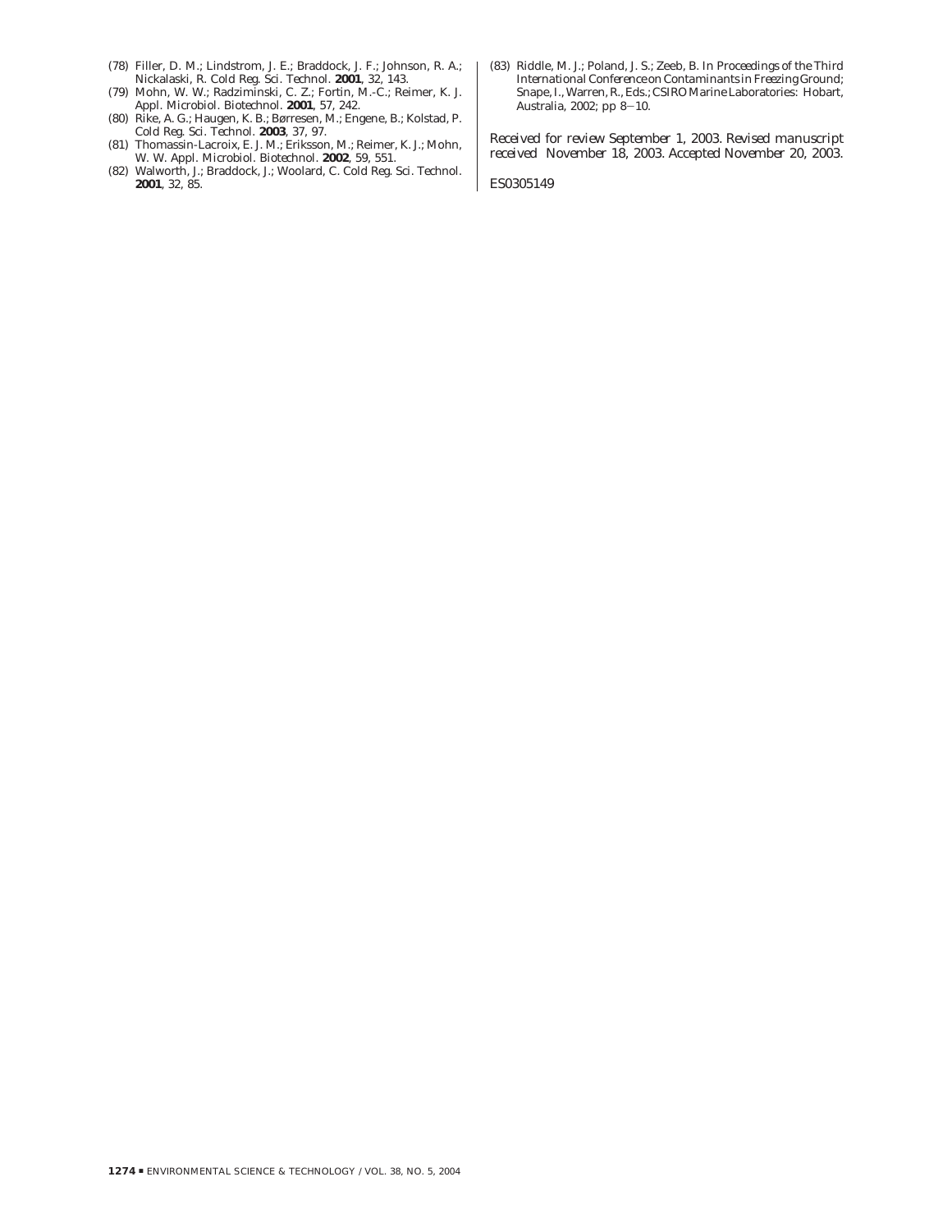(78) Filler, D. M.; Lindstrom, J. E.; Braddock, J. F.; Johnson, R. A.; Nickalaski, R. *Cold Reg. Sci. Technol.* **2001**, 32, 143.

(79) Mohn, W. W.; Radziminski, C. Z.; Fortin, M.-C.; Reimer, K. J. *Appl. Microbiol. Biotechnol.* **2001**, 57, 242.

(80) Rike, A. G.; Haugen, K. B.; Børresen, M.; Engene, B.; Kolstad, P. *Cold Reg. Sci. Technol.* **2003**, 37, 97.

(81) Thomassin-Lacroix, E. J. M.; Eriksson, M.; Reimer, K. J.; Mohn, W. W. *Appl. Microbiol. Biotechnol.* **2002**, 59, 551.

(82) Walworth, J.; Braddock, J.; Woolard, C. *Cold Reg. Sci. Technol.* **2001**, 32, 85.

(83) Riddle, M. J.; Poland, J. S.; Zeeb, B. In *Proceedings of the Third International Conference on Contaminants in Freezing Ground*; Snape, I., Warren, R., Eds.; CSIRO Marine Laboratories: Hobart, Australia, 2002; pp 8−10.

*Received for review September 1, 2003. Revised manuscript received November 18, 2003. Accepted November 20, 2003.*

ES0305149